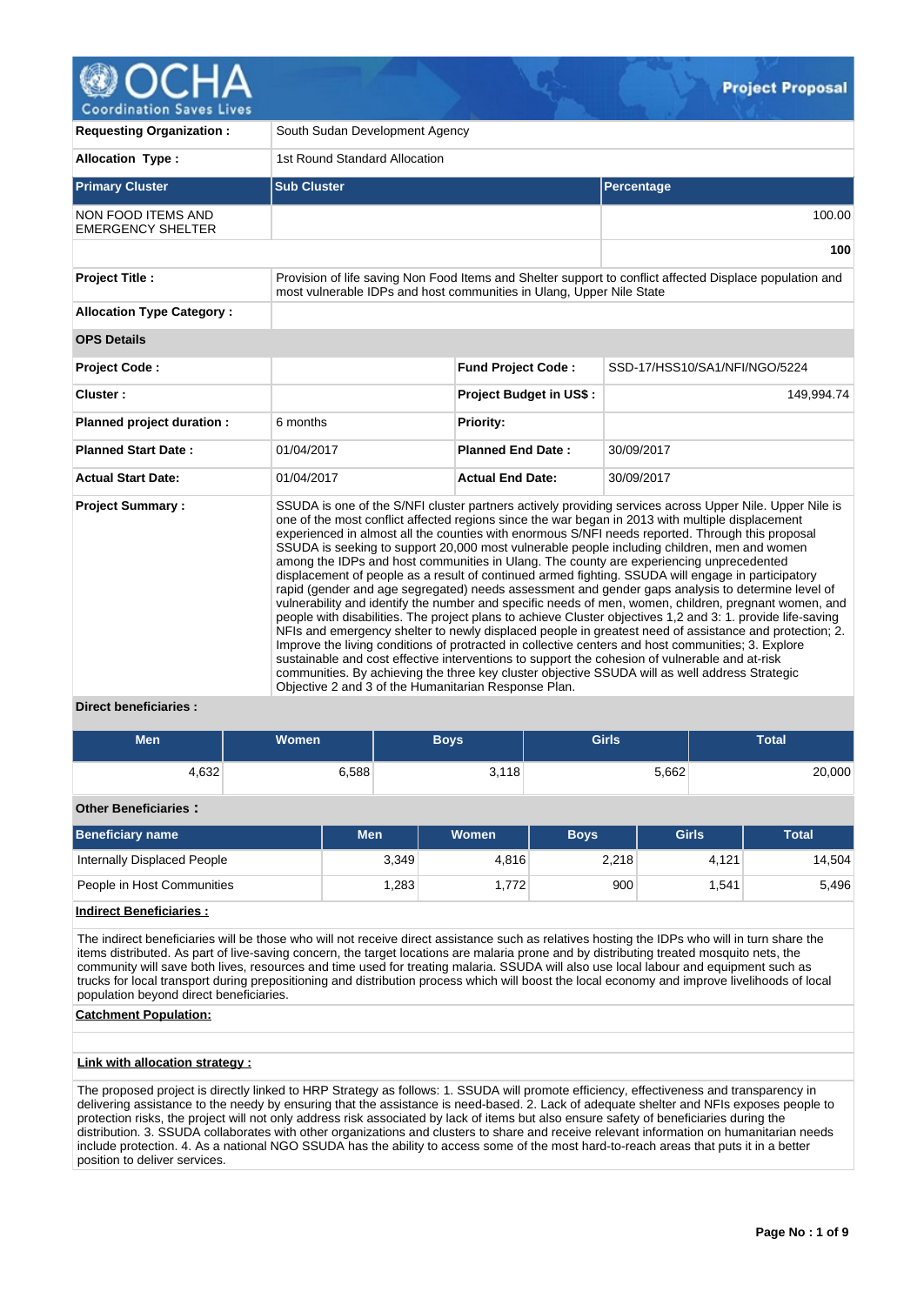# Project Proposal

| | |
|---|---|
| **Requesting Organization :** | South Sudan Development Agency |
| **Allocation Type :** | 1st Round Standard Allocation |

| **Primary Cluster** | **Sub Cluster** | **Percentage** |
|---|---|---|
| NON FOOD ITEMS AND EMERGENCY SHELTER | | 100.00 |
| | | **100** |

| | |
|---|---|
| **Project Title :** | Provision of life saving Non Food Items and Shelter support to conflict affected Displace population and most vulnerable IDPs and host communities in Ulang, Upper Nile State |
| **Allocation Type Category :** | |

**OPS Details**

| | | | |
|---|---|---|---|
| **Project Code :** | | **Fund Project Code :** | SSD-17/HSS10/SA1/NFI/NGO/5224 |
| **Cluster :** | | **Project Budget in US$ :** | 149,994.74 |
| **Planned project duration :** | 6 months | **Priority:** | |
| **Planned Start Date :** | 01/04/2017 | **Planned End Date :** | 30/09/2017 |
| **Actual Start Date:** | 01/04/2017 | **Actual End Date:** | 30/09/2017 |

**Project Summary :**

SSUDA is one of the S/NFI cluster partners actively providing services across Upper Nile. Upper Nile is one of the most conflict affected regions since the war began in 2013 with multiple displacement experienced in almost all the counties with enormous S/NFI needs reported. Through this proposal SSUDA is seeking to support 20,000 most vulnerable people including children, men and women among the IDPs and host communities in Ulang. The county are experiencing unprecedented displacement of people as a result of continued armed fighting. SSUDA will engage in participatory rapid (gender and age segregated) needs assessment and gender gaps analysis to determine level of vulnerability and identify the number and specific needs of men, women, children, pregnant women, and people with disabilities. The project plans to achieve Cluster objectives 1,2 and 3: 1. provide life-saving NFIs and emergency shelter to newly displaced people in greatest need of assistance and protection; 2. Improve the living conditions of protracted in collective centers and host communities; 3. Explore sustainable and cost effective interventions to support the cohesion of vulnerable and at-risk communities. By achieving the three key cluster objective SSUDA will as well address Strategic Objective 2 and 3 of the Humanitarian Response Plan.

**Direct beneficiaries :**

| Men | Women | Boys | Girls | Total |
|---|---|---|---|---|
| 4,632 | 6,588 | 3,118 | 5,662 | 20,000 |

**Other Beneficiaries :**

| Beneficiary name | Men | Women | Boys | Girls | Total |
|---|---|---|---|---|---|
| Internally Displaced People | 3,349 | 4,816 | 2,218 | 4,121 | 14,504 |
| People in Host Communities | 1,283 | 1,772 | 900 | 1,541 | 5,496 |

**Indirect Beneficiaries :**

The indirect beneficiaries will be those who will not receive direct assistance such as relatives hosting the IDPs who will in turn share the items distributed. As part of live-saving concern, the target locations are malaria prone and by distributing treated mosquito nets, the community will save both lives, resources and time used for treating malaria. SSUDA will also use local labour and equipment such as trucks for local transport during prepositioning and distribution process which will boost the local economy and improve livelihoods of local population beyond direct beneficiaries.

**Catchment Population:**

**Link with allocation strategy :**

The proposed project is directly linked to HRP Strategy as follows: 1. SSUDA will promote efficiency, effectiveness and transparency in delivering assistance to the needy by ensuring that the assistance is need-based. 2. Lack of adequate shelter and NFIs exposes people to protection risks, the project will not only address risk associated by lack of items but also ensure safety of beneficiaries during the distribution. 3. SSUDA collaborates with other organizations and clusters to share and receive relevant information on humanitarian needs include protection. 4. As a national NGO SSUDA has the ability to access some of the most hard-to-reach areas that puts it in a better position to deliver services.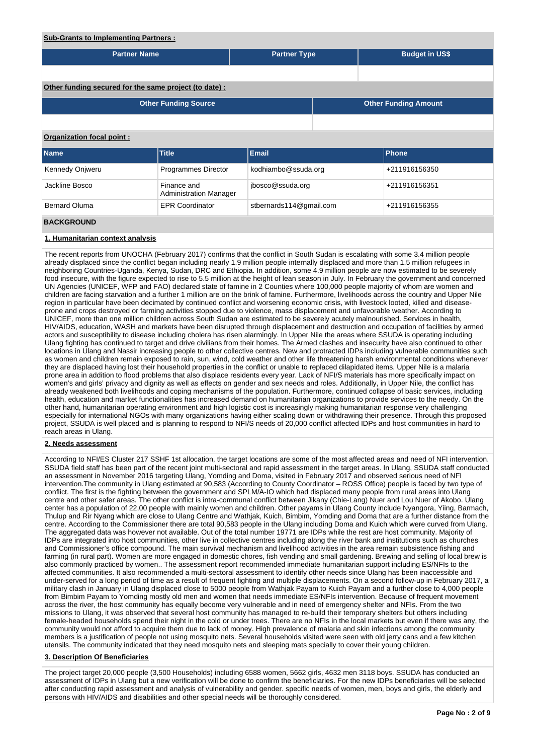**Sub-Grants to Implementing Partners :**

| Partner Name | Partner Type | Budget in US$ |
|---|---|---|
| | | |

**Other funding secured for the same project (to date) :**

| Other Funding Source | Other Funding Amount |
|---|---|
| | |

**Organization focal point :**

| Name | Title | Email | Phone |
|---|---|---|---|
| Kennedy Onjweru | Programmes Director | kodhiambo@ssuda.org | +211916156350 |
| Jackline Bosco | Finance and Administration Manager | jbosco@ssuda.org | +211916156351 |
| Bernard Oluma | EPR Coordinator | stbernards114@gmail.com | +211916156355 |

## BACKGROUND

### 1. Humanitarian context analysis

The recent reports from UNOCHA (February 2017) confirms that the conflict in South Sudan is escalating with some 3.4 million people already displaced since the conflict began including nearly 1.9 million people internally displaced and more than 1.5 million refugees in neighboring Countries-Uganda, Kenya, Sudan, DRC and Ethiopia. In addition, some 4.9 million people are now estimated to be severely food insecure, with the figure expected to rise to 5.5 million at the height of lean season in July. In February the government and concerned UN Agencies (UNICEF, WFP and FAO) declared state of famine in 2 Counties where 100,000 people majority of whom are women and children are facing starvation and a further 1 million are on the brink of famine. Furthermore, livelihoods across the country and Upper Nile region in particular have been decimated by continued conflict and worsening economic crisis, with livestock looted, killed and disease-prone and crops destroyed or farming activities stopped due to violence, mass displacement and unfavorable weather. According to UNICEF, more than one million children across South Sudan are estimated to be severely acutely malnourished. Services in health, HIV/AIDS, education, WASH and markets have been disrupted through displacement and destruction and occupation of facilities by armed actors and susceptibility to disease including cholera has risen alarmingly. In Upper Nile the areas where SSUDA is operating including Ulang fighting has continued to target and drive civilians from their homes. The Armed clashes and insecurity have also continued to other locations in Ulang and Nassir increasing people to other collective centres. New and protracted IDPs including vulnerable communities such as women and children remain exposed to rain, sun, wind, cold weather and other life threatening harsh environmental conditions whenever they are displaced having lost their household properties in the conflict or unable to replaced dilapidated items. Upper Nile is a malaria prone area in addition to flood problems that also displace residents every year. Lack of NFI/S materials has more specifically impact on women's and girls' privacy and dignity as well as effects on gender and sex needs and roles. Additionally, in Upper Nile, the conflict has already weakened both livelihoods and coping mechanisms of the population. Furthermore, continued collapse of basic services, including health, education and market functionalities has increased demand on humanitarian organizations to provide services to the needy. On the other hand, humanitarian operating environment and high logistic cost is increasingly making humanitarian response very challenging especially for international NGOs with many organizations having either scaling down or withdrawing their presence. Through this proposed project, SSUDA is well placed and is planning to respond to NFI/S needs of 20,000 conflict affected IDPs and host communities in hard to reach areas in Ulang.

### 2. Needs assessment

According to NFI/ES Cluster 217 SSHF 1st allocation, the target locations are some of the most affected areas and need of NFI intervention. SSUDA field staff has been part of the recent joint multi-sectoral and rapid assessment in the target areas. In Ulang, SSUDA staff conducted an assessment in November 2016 targeting Ulang, Yomding and Doma, visited in February 2017 and observed serious need of NFI intervention.The community in Ulang estimated at 90,583 (According to County Coordinator – ROSS Office) people is faced by two type of conflict. The first is the fighting between the government and SPLM/A-IO which had displaced many people from rural areas into Ulang centre and other safer areas. The other conflict is intra-communal conflict between Jikany (Chie-Lang) Nuer and Lou Nuer of Akobo. Ulang center has a population of 22,00 people with mainly women and children. Other payams in Ulang County include Nyangora, Yiing, Barmach, Thulup and Rir Nyang which are close to Ulang Centre and Wathjak, Kuich, Bimbim, Yomding and Doma that are a further distance from the centre. According to the Commissioner there are total 90,583 people in the Ulang including Doma and Kuich which were curved from Ulang. The aggregated data was however not available. Out of the total number 19771 are IDPs while the rest are host community. Majority of IDPs are integrated into host communities, other live in collective centres including along the river bank and institutions such as churches and Commissioner's office compound. The main survival mechanism and livelihood activities in the area remain subsistence fishing and farming (in rural part). Women are more engaged in domestic chores, fish vending and small gardening. Brewing and selling of local brew is also commonly practiced by women.. The assessment report recommended immediate humanitarian support including ES/NFIs to the affected communities. It also recommended a multi-sectoral assessment to identify other needs since Ulang has been inaccessible and under-served for a long period of time as a result of frequent fighting and multiple displacements. On a second follow-up in February 2017, a military clash in January in Ulang displaced close to 5000 people from Wathjak Payam to Kuich Payam and a further close to 4,000 people from Bimbim Payam to Yomding mostly old men and women that needs immediate ES/NFIs intervention. Because of frequent movement across the river, the host community has equally become very vulnerable and in need of emergency shelter and NFIs. From the two missions to Ulang, it was observed that several host community has managed to re-build their temporary shelters but others including female-headed households spend their night in the cold or under trees. There are no NFIs in the local markets but even if there was any, the community would not afford to acquire them due to lack of money. High prevalence of malaria and skin infections among the community members is a justification of people not using mosquito nets. Several households visited were seen with old jerry cans and a few kitchen utensils. The community indicated that they need mosquito nets and sleeping mats specially to cover their young children.

### 3. Description Of Beneficiaries

The project target 20,000 people (3,500 Households) including 6588 women, 5662 girls, 4632 men 3118 boys. SSUDA has conducted an assessment of IDPs in Ulang but a new verification will be done to confirm the beneficiaries. For the new IDPs beneficiaries will be selected after conducting rapid assessment and analysis of vulnerability and gender. specific needs of women, men, boys and girls, the elderly and persons with HIV/AIDS and disabilities and other special needs will be thoroughly considered.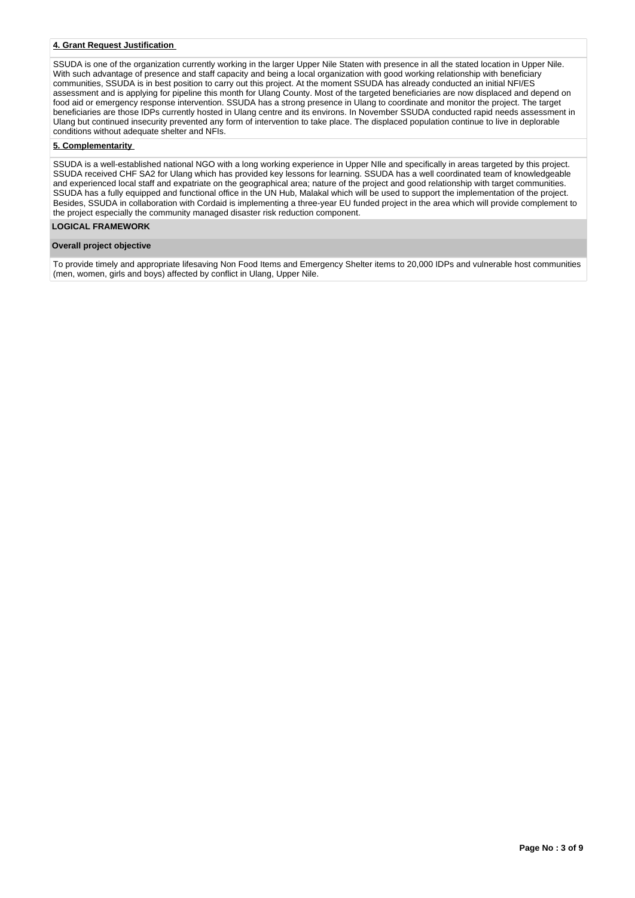**4. Grant Request Justification**

SSUDA is one of the organization currently working in the larger Upper Nile Staten with presence in all the stated location in Upper Nile. With such advantage of presence and staff capacity and being a local organization with good working relationship with beneficiary communities, SSUDA is in best position to carry out this project. At the moment SSUDA has already conducted an initial NFI/ES assessment and is applying for pipeline this month for Ulang County. Most of the targeted beneficiaries are now displaced and depend on food aid or emergency response intervention. SSUDA has a strong presence in Ulang to coordinate and monitor the project. The target beneficiaries are those IDPs currently hosted in Ulang centre and its environs. In November SSUDA conducted rapid needs assessment in Ulang but continued insecurity prevented any form of intervention to take place. The displaced population continue to live in deplorable conditions without adequate shelter and NFIs.

**5. Complementarity**

SSUDA is a well-established national NGO with a long working experience in Upper NIle and specifically in areas targeted by this project. SSUDA received CHF SA2 for Ulang which has provided key lessons for learning. SSUDA has a well coordinated team of knowledgeable and experienced local staff and expatriate on the geographical area; nature of the project and good relationship with target communities. SSUDA has a fully equipped and functional office in the UN Hub, Malakal which will be used to support the implementation of the project. Besides, SSUDA in collaboration with Cordaid is implementing a three-year EU funded project in the area which will provide complement to the project especially the community managed disaster risk reduction component.

## LOGICAL FRAMEWORK

### Overall project objective

To provide timely and appropriate lifesaving Non Food Items and Emergency Shelter items to 20,000 IDPs and vulnerable host communities (men, women, girls and boys) affected by conflict in Ulang, Upper Nile.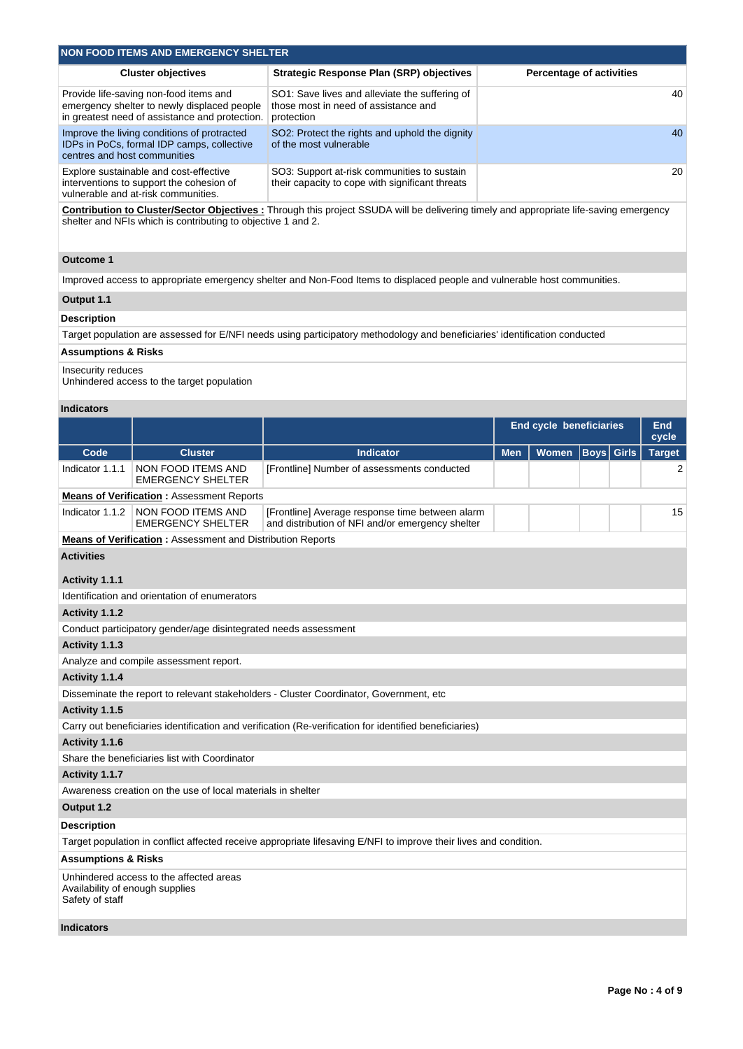## NON FOOD ITEMS AND EMERGENCY SHELTER

| Cluster objectives | Strategic Response Plan (SRP) objectives | Percentage of activities |
|---|---|---|
| Provide life-saving non-food items and emergency shelter to newly displaced people in greatest need of assistance and protection. | SO1: Save lives and alleviate the suffering of those most in need of assistance and protection | 40 |
| Improve the living conditions of protracted IDPs in PoCs, formal IDP camps, collective centres and host communities | SO2: Protect the rights and uphold the dignity of the most vulnerable | 40 |
| Explore sustainable and cost-effective interventions to support the cohesion of vulnerable and at-risk communities. | SO3: Support at-risk communities to sustain their capacity to cope with significant threats | 20 |

**Contribution to Cluster/Sector Objectives :** Through this project SSUDA will be delivering timely and appropriate life-saving emergency shelter and NFIs which is contributing to objective 1 and 2.

**Outcome 1**

Improved access to appropriate emergency shelter and Non-Food Items to displaced people and vulnerable host communities.

**Output 1.1**

**Description**

Target population are assessed for E/NFI needs using participatory methodology and beneficiaries' identification conducted

**Assumptions & Risks**

Insecurity reduces
Unhindered access to the target population

**Indicators**

| | | | End cycle beneficiaries | | | | End cycle |
|---|---|---|---|---|---|---|---|
| Code | Cluster | Indicator | Men | Women | Boys | Girls | Target |
| Indicator 1.1.1 | NON FOOD ITEMS AND EMERGENCY SHELTER | [Frontline] Number of assessments conducted | | | | | 2 |
| Indicator 1.1.2 | NON FOOD ITEMS AND EMERGENCY SHELTER | [Frontline] Average response time between alarm and distribution of NFI and/or emergency shelter | | | | | 15 |

Indicator 1.1.1 — **Means of Verification :** Assessment Reports

Indicator 1.1.2 — **Means of Verification :** Assessment and Distribution Reports

**Activities**

**Activity 1.1.1**

Identification and orientation of enumerators

**Activity 1.1.2**

Conduct participatory gender/age disintegrated needs assessment

**Activity 1.1.3**

Analyze and compile assessment report.

**Activity 1.1.4**

Disseminate the report to relevant stakeholders - Cluster Coordinator, Government, etc

**Activity 1.1.5**

Carry out beneficiaries identification and verification (Re-verification for identified beneficiaries)

**Activity 1.1.6**

Share the beneficiaries list with Coordinator

**Activity 1.1.7**

Awareness creation on the use of local materials in shelter

**Output 1.2**

**Description**

Target population in conflict affected receive appropriate lifesaving E/NFI to improve their lives and condition.

**Assumptions & Risks**

Unhindered access to the affected areas
Availability of enough supplies
Safety of staff

**Indicators**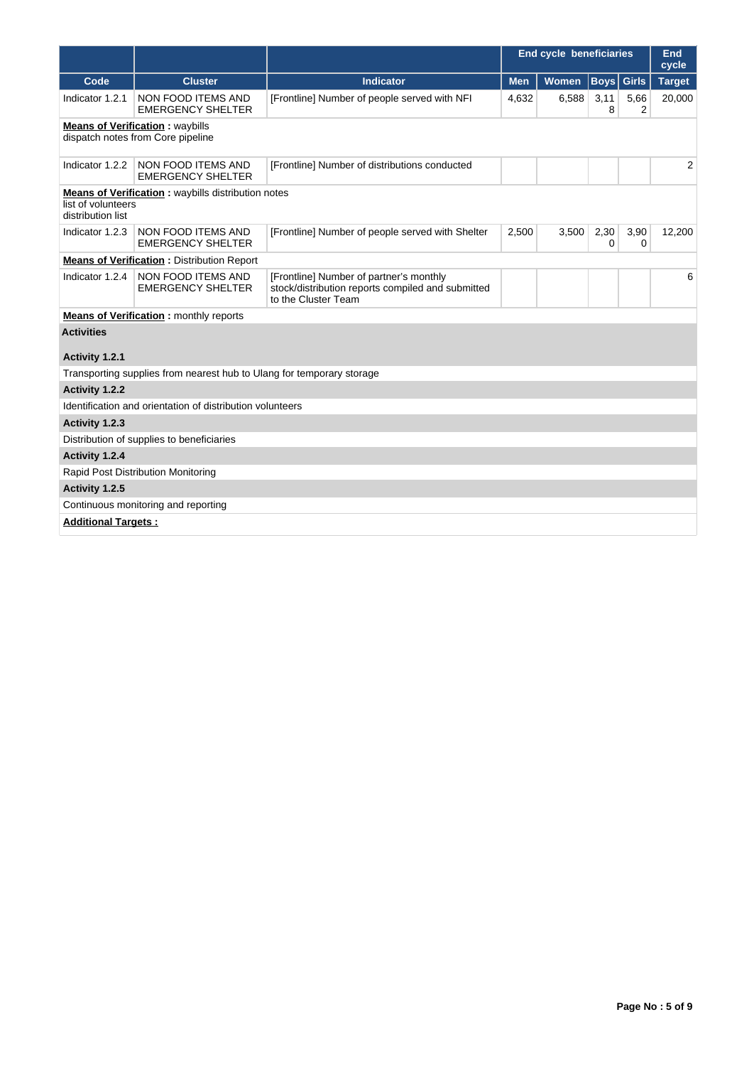| | | | End cycle beneficiaries | | | | End cycle |
|---|---|---|---|---|---|---|---|
| Code | Cluster | Indicator | Men | Women | Boys | Girls | Target |
| Indicator 1.2.1 | NON FOOD ITEMS AND EMERGENCY SHELTER | [Frontline] Number of people served with NFI | 4,632 | 6,588 | 3,118 | 5,662 | 20,000 |

**Means of Verification :** waybills
dispatch notes from Core pipeline

| Code | Cluster | Indicator | Men | Women | Boys | Girls | Target |
|---|---|---|---|---|---|---|---|
| Indicator 1.2.2 | NON FOOD ITEMS AND EMERGENCY SHELTER | [Frontline] Number of distributions conducted | | | | | 2 |

**Means of Verification :** waybills distribution notes
list of volunteers
distribution list

| Code | Cluster | Indicator | Men | Women | Boys | Girls | Target |
|---|---|---|---|---|---|---|---|
| Indicator 1.2.3 | NON FOOD ITEMS AND EMERGENCY SHELTER | [Frontline] Number of people served with Shelter | 2,500 | 3,500 | 2,300 | 3,900 | 12,200 |

**Means of Verification :** Distribution Report

| Code | Cluster | Indicator | Men | Women | Boys | Girls | Target |
|---|---|---|---|---|---|---|---|
| Indicator 1.2.4 | NON FOOD ITEMS AND EMERGENCY SHELTER | [Frontline] Number of partner's monthly stock/distribution reports compiled and submitted to the Cluster Team | | | | | 6 |

**Means of Verification :** monthly reports

**Activities**

**Activity 1.2.1**

Transporting supplies from nearest hub to Ulang for temporary storage

**Activity 1.2.2**

Identification and orientation of distribution volunteers

**Activity 1.2.3**

Distribution of supplies to beneficiaries

**Activity 1.2.4**

Rapid Post Distribution Monitoring

**Activity 1.2.5**

Continuous monitoring and reporting

**Additional Targets :**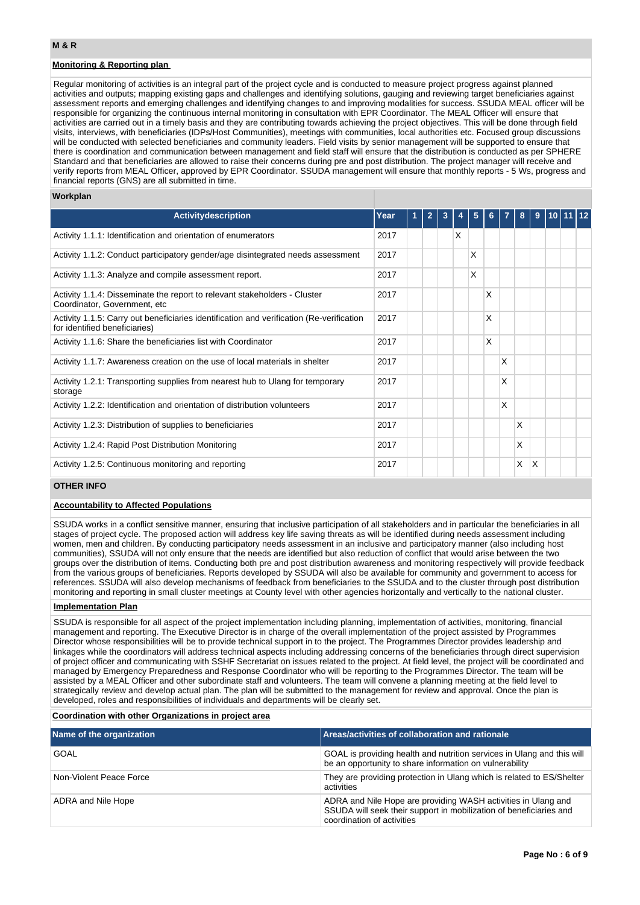## M & R

### Monitoring & Reporting plan

Regular monitoring of activities is an integral part of the project cycle and is conducted to measure project progress against planned activities and outputs; mapping existing gaps and challenges and identifying solutions, gauging and reviewing target beneficiaries against assessment reports and emerging challenges and identifying changes to and improving modalities for success. SSUDA MEAL officer will be responsible for organizing the continuous internal monitoring in consultation with EPR Coordinator. The MEAL Officer will ensure that activities are carried out in a timely basis and they are contributing towards achieving the project objectives. This will be done through field visits, interviews, with beneficiaries (IDPs/Host Communities), meetings with communities, local authorities etc. Focused group discussions will be conducted with selected beneficiaries and community leaders. Field visits by senior management will be supported to ensure that there is coordination and communication between management and field staff will ensure that the distribution is conducted as per SPHERE Standard and that beneficiaries are allowed to raise their concerns during pre and post distribution. The project manager will receive and verify reports from MEAL Officer, approved by EPR Coordinator. SSUDA management will ensure that monthly reports - 5 Ws, progress and financial reports (GNS) are all submitted in time.

### Workplan

| Activitydescription | Year | 1 | 2 | 3 | 4 | 5 | 6 | 7 | 8 | 9 | 10 | 11 | 12 |
|---|---|---|---|---|---|---|---|---|---|---|---|---|---|
| Activity 1.1.1: Identification and orientation of enumerators | 2017 | | | | X | | | | | | | | |
| Activity 1.1.2: Conduct participatory gender/age disintegrated needs assessment | 2017 | | | | | X | | | | | | | |
| Activity 1.1.3: Analyze and compile assessment report. | 2017 | | | | | X | | | | | | | |
| Activity 1.1.4: Disseminate the report to relevant stakeholders - Cluster Coordinator, Government, etc | 2017 | | | | | | X | | | | | | |
| Activity 1.1.5: Carry out beneficiaries identification and verification (Re-verification for identified beneficiaries) | 2017 | | | | | | X | | | | | | |
| Activity 1.1.6: Share the beneficiaries list with Coordinator | 2017 | | | | | | X | | | | | | |
| Activity 1.1.7: Awareness creation on the use of local materials in shelter | 2017 | | | | | | | X | | | | | |
| Activity 1.2.1: Transporting supplies from nearest hub to Ulang for temporary storage | 2017 | | | | | | | X | | | | | |
| Activity 1.2.2: Identification and orientation of distribution volunteers | 2017 | | | | | | | X | | | | | |
| Activity 1.2.3: Distribution of supplies to beneficiaries | 2017 | | | | | | | | X | | | | |
| Activity 1.2.4: Rapid Post Distribution Monitoring | 2017 | | | | | | | | X | | | | |
| Activity 1.2.5: Continuous monitoring and reporting | 2017 | | | | | | | | X | X | | | |

## OTHER INFO

### Accountability to Affected Populations

SSUDA works in a conflict sensitive manner, ensuring that inclusive participation of all stakeholders and in particular the beneficiaries in all stages of project cycle. The proposed action will address key life saving threats as will be identified during needs assessment including women, men and children. By conducting participatory needs assessment in an inclusive and participatory manner (also including host communities), SSUDA will not only ensure that the needs are identified but also reduction of conflict that would arise between the two groups over the distribution of items. Conducting both pre and post distribution awareness and monitoring respectively will provide feedback from the various groups of beneficiaries. Reports developed by SSUDA will also be available for community and government to access for references. SSUDA will also develop mechanisms of feedback from beneficiaries to the SSUDA and to the cluster through post distribution monitoring and reporting in small cluster meetings at County level with other agencies horizontally and vertically to the national cluster.

### Implementation Plan

SSUDA is responsible for all aspect of the project implementation including planning, implementation of activities, monitoring, financial management and reporting. The Executive Director is in charge of the overall implementation of the project assisted by Programmes Director whose responsibilities will be to provide technical support in to the project. The Programmes Director provides leadership and linkages while the coordinators will address technical aspects including addressing concerns of the beneficiaries through direct supervision of project officer and communicating with SSHF Secretariat on issues related to the project. At field level, the project will be coordinated and managed by Emergency Preparedness and Response Coordinator who will be reporting to the Programmes Director. The team will be assisted by a MEAL Officer and other subordinate staff and volunteers. The team will convene a planning meeting at the field level to strategically review and develop actual plan. The plan will be submitted to the management for review and approval. Once the plan is developed, roles and responsibilities of individuals and departments will be clearly set.

### Coordination with other Organizations in project area

| Name of the organization | Areas/activities of collaboration and rationale |
|---|---|
| GOAL | GOAL is providing health and nutrition services in Ulang and this will be an opportunity to share information on vulnerability |
| Non-Violent Peace Force | They are providing protection in Ulang which is related to ES/Shelter activities |
| ADRA and Nile Hope | ADRA and Nile Hope are providing WASH activities in Ulang and SSUDA will seek their support in mobilization of beneficiaries and coordination of activities |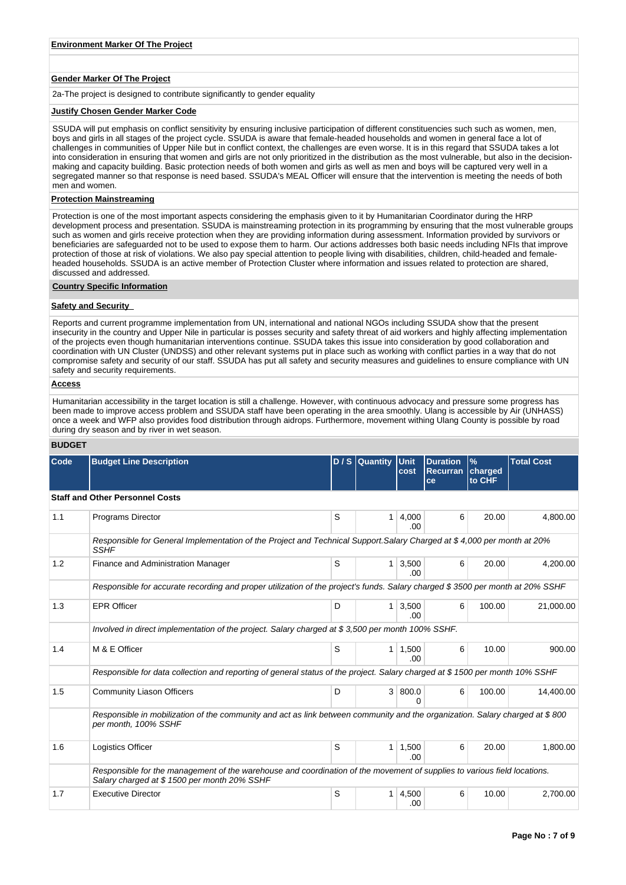**Environment Marker Of The Project**

**Gender Marker Of The Project**

2a-The project is designed to contribute significantly to gender equality

**Justify Chosen Gender Marker Code**

SSUDA will put emphasis on conflict sensitivity by ensuring inclusive participation of different constituencies such such as women, men, boys and girls in all stages of the project cycle. SSUDA is aware that female-headed households and women in general face a lot of challenges in communities of Upper Nile but in conflict context, the challenges are even worse. It is in this regard that SSUDA takes a lot into consideration in ensuring that women and girls are not only prioritized in the distribution as the most vulnerable, but also in the decision-making and capacity building. Basic protection needs of both women and girls as well as men and boys will be captured very well in a segregated manner so that response is need based. SSUDA's MEAL Officer will ensure that the intervention is meeting the needs of both men and women.

**Protection Mainstreaming**

Protection is one of the most important aspects considering the emphasis given to it by Humanitarian Coordinator during the HRP development process and presentation. SSUDA is mainstreaming protection in its programming by ensuring that the most vulnerable groups such as women and girls receive protection when they are providing information during assessment. Information provided by survivors or beneficiaries are safeguarded not to be used to expose them to harm. Our actions addresses both basic needs including NFIs that improve protection of those at risk of violations. We also pay special attention to people living with disabilities, children, child-headed and female-headed households. SSUDA is an active member of Protection Cluster where information and issues related to protection are shared, discussed and addressed.

**Country Specific Information**

**Safety and Security**

Reports and current programme implementation from UN, international and national NGOs including SSUDA show that the present insecurity in the country and Upper Nile in particular is posses security and safety threat of aid workers and highly affecting implementation of the projects even though humanitarian interventions continue. SSUDA takes this issue into consideration by good collaboration and coordination with UN Cluster (UNDSS) and other relevant systems put in place such as working with conflict parties in a way that do not compromise safety and security of our staff. SSUDA has put all safety and security measures and guidelines to ensure compliance with UN safety and security requirements.

**Access**

Humanitarian accessibility in the target location is still a challenge. However, with continuous advocacy and pressure some progress has been made to improve access problem and SSUDA staff have been operating in the area smoothly. Ulang is accessible by Air (UNHASS) once a week and WFP also provides food distribution through airdrops. Furthermore, movement withing Ulang County is possible by road during dry season and by river in wet season.

**BUDGET**

| Code | Budget Line Description | D / S | Quantity | Unit cost | Duration Recurrance | % charged to CHF | Total Cost |
|---|---|---|---|---|---|---|---|
| **Staff and Other Personnel Costs** | | | | | | | |
| 1.1 | Programs Director | S | 1 | 4,000.00 | 6 | 20.00 | 4,800.00 |
| | *Responsible for General Implementation of the Project and Technical Support.Salary Charged at $ 4,000 per month at 20% SSHF* | | | | | | |
| 1.2 | Finance and Administration Manager | S | 1 | 3,500.00 | 6 | 20.00 | 4,200.00 |
| | *Responsible for accurate recording and proper utilization of the project's funds. Salary charged $ 3500 per month at 20% SSHF* | | | | | | |
| 1.3 | EPR Officer | D | 1 | 3,500.00 | 6 | 100.00 | 21,000.00 |
| | *Involved in direct implementation of the project. Salary charged at $ 3,500 per month 100% SSHF.* | | | | | | |
| 1.4 | M & E Officer | S | 1 | 1,500.00 | 6 | 10.00 | 900.00 |
| | *Responsible for data collection and reporting of general status of the project. Salary charged at $ 1500 per month 10% SSHF* | | | | | | |
| 1.5 | Community Liason Officers | D | 3 | 800.00 | 6 | 100.00 | 14,400.00 |
| | *Responsible in mobilization of the community and act as link between community and the organization. Salary charged at $ 800 per month, 100% SSHF* | | | | | | |
| 1.6 | Logistics Officer | S | 1 | 1,500.00 | 6 | 20.00 | 1,800.00 |
| | *Responsible for the management of the warehouse and coordination of the movement of supplies to various field locations. Salary charged at $ 1500 per month 20% SSHF* | | | | | | |
| 1.7 | Executive Director | S | 1 | 4,500.00 | 6 | 10.00 | 2,700.00 |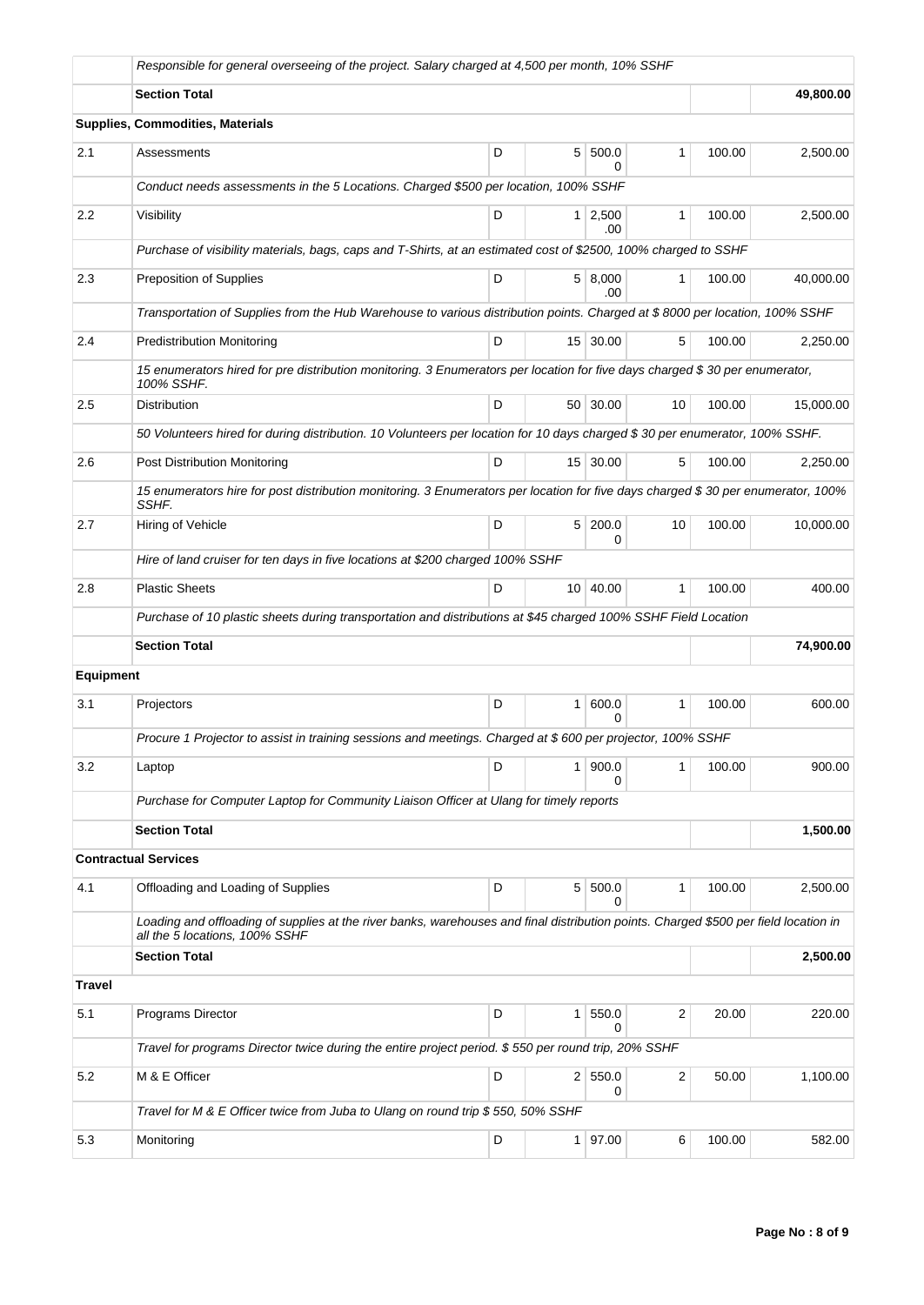| | | | | | | | |
|---|---|---|---|---|---|---|---|
| | *Responsible for general overseeing of the project. Salary charged at 4,500 per month, 10% SSHF* | | | | | | |
| | **Section Total** | | | | | | **49,800.00** |
| **Supplies, Commodities, Materials** | | | | | | | |
| 2.1 | Assessments | D | 5 | 500.00 | 1 | 100.00 | 2,500.00 |
| | *Conduct needs assessments in the 5 Locations. Charged $500 per location, 100% SSHF* | | | | | | |
| 2.2 | Visibility | D | 1 | 2,500.00 | 1 | 100.00 | 2,500.00 |
| | *Purchase of visibility materials, bags, caps and T-Shirts, at an estimated cost of $2500, 100% charged to SSHF* | | | | | | |
| 2.3 | Preposition of Supplies | D | 5 | 8,000.00 | 1 | 100.00 | 40,000.00 |
| | *Transportation of Supplies from the Hub Warehouse to various distribution points. Charged at $ 8000 per location, 100% SSHF* | | | | | | |
| 2.4 | Predistribution Monitoring | D | 15 | 30.00 | 5 | 100.00 | 2,250.00 |
| | *15 enumerators hired for pre distribution monitoring. 3 Enumerators per location for five days charged $ 30 per enumerator, 100% SSHF.* | | | | | | |
| 2.5 | Distribution | D | 50 | 30.00 | 10 | 100.00 | 15,000.00 |
| | *50 Volunteers hired for during distribution. 10 Volunteers per location for 10 days charged $ 30 per enumerator, 100% SSHF.* | | | | | | |
| 2.6 | Post Distribution Monitoring | D | 15 | 30.00 | 5 | 100.00 | 2,250.00 |
| | *15 enumerators hire for post distribution monitoring. 3 Enumerators per location for five days charged $ 30 per enumerator, 100% SSHF.* | | | | | | |
| 2.7 | Hiring of Vehicle | D | 5 | 200.00 | 10 | 100.00 | 10,000.00 |
| | *Hire of land cruiser for ten days in five locations at $200 charged 100% SSHF* | | | | | | |
| 2.8 | Plastic Sheets | D | 10 | 40.00 | 1 | 100.00 | 400.00 |
| | *Purchase of 10 plastic sheets during transportation and distributions at $45 charged 100% SSHF Field Location* | | | | | | |
| | **Section Total** | | | | | | **74,900.00** |
| **Equipment** | | | | | | | |
| 3.1 | Projectors | D | 1 | 600.00 | 1 | 100.00 | 600.00 |
| | *Procure 1 Projector to assist in training sessions and meetings. Charged at $ 600 per projector, 100% SSHF* | | | | | | |
| 3.2 | Laptop | D | 1 | 900.00 | 1 | 100.00 | 900.00 |
| | *Purchase for Computer Laptop for Community Liaison Officer at Ulang for timely reports* | | | | | | |
| | **Section Total** | | | | | | **1,500.00** |
| **Contractual Services** | | | | | | | |
| 4.1 | Offloading and Loading of Supplies | D | 5 | 500.00 | 1 | 100.00 | 2,500.00 |
| | *Loading and offloading of supplies at the river banks, warehouses and final distribution points. Charged $500 per field location in all the 5 locations, 100% SSHF* | | | | | | |
| | **Section Total** | | | | | | **2,500.00** |
| **Travel** | | | | | | | |
| 5.1 | Programs Director | D | 1 | 550.00 | 2 | 20.00 | 220.00 |
| | *Travel for programs Director twice during the entire project period. $ 550 per round trip, 20% SSHF* | | | | | | |
| 5.2 | M & E Officer | D | 2 | 550.00 | 2 | 50.00 | 1,100.00 |
| | *Travel for M & E Officer twice from Juba to Ulang on round trip $ 550, 50% SSHF* | | | | | | |
| 5.3 | Monitoring | D | 1 | 97.00 | 6 | 100.00 | 582.00 |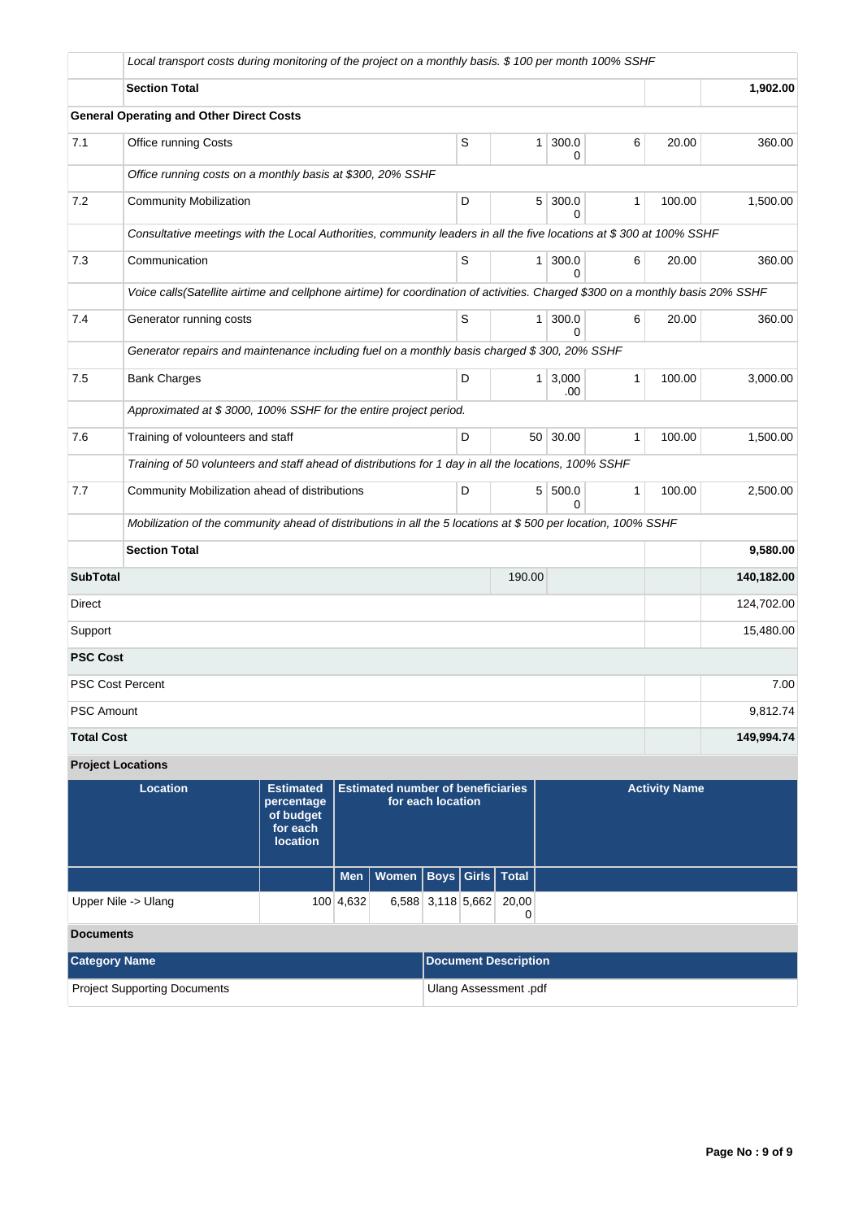| | | | | | | | |
|---|---|---|---|---|---|---|---|
| | *Local transport costs during monitoring of the project on a monthly basis. $ 100 per month 100% SSHF* | | | | | | |
| | **Section Total** | | | | | | **1,902.00** |
| **General Operating and Other Direct Costs** | | | | | | | |
| 7.1 | Office running Costs | S | 1 | 300.00 | 6 | 20.00 | 360.00 |
| | *Office running costs on a monthly basis at $300, 20% SSHF* | | | | | | |
| 7.2 | Community Mobilization | D | 5 | 300.00 | 1 | 100.00 | 1,500.00 |
| | *Consultative meetings with the Local Authorities, community leaders in all the five locations at $ 300 at 100% SSHF* | | | | | | |
| 7.3 | Communication | S | 1 | 300.00 | 6 | 20.00 | 360.00 |
| | *Voice calls(Satellite airtime and cellphone airtime) for coordination of activities. Charged $300 on a monthly basis 20% SSHF* | | | | | | |
| 7.4 | Generator running costs | S | 1 | 300.00 | 6 | 20.00 | 360.00 |
| | *Generator repairs and maintenance including fuel on a monthly basis charged $ 300, 20% SSHF* | | | | | | |
| 7.5 | Bank Charges | D | 1 | 3,000.00 | 1 | 100.00 | 3,000.00 |
| | *Approximated at $ 3000, 100% SSHF for the entire project period.* | | | | | | |
| 7.6 | Training of volounteers and staff | D | 50 | 30.00 | 1 | 100.00 | 1,500.00 |
| | *Training of 50 volunteers and staff ahead of distributions for 1 day in all the locations, 100% SSHF* | | | | | | |
| 7.7 | Community Mobilization ahead of distributions | D | 5 | 500.00 | 1 | 100.00 | 2,500.00 |
| | *Mobilization of the community ahead of distributions in all the 5 locations at $ 500 per location, 100% SSHF* | | | | | | |
| | **Section Total** | | | | | | **9,580.00** |
| **SubTotal** | | | 190.00 | | | | **140,182.00** |
| Direct | | | | | | | 124,702.00 |
| Support | | | | | | | 15,480.00 |
| **PSC Cost** | | | | | | | |
| PSC Cost Percent | | | | | | | 7.00 |
| PSC Amount | | | | | | | 9,812.74 |
| **Total Cost** | | | | | | | **149,994.74** |

**Project Locations**

| Location | Estimated percentage of budget for each location | Estimated number of beneficiaries for each location | | | | | Activity Name |
|---|---|---|---|---|---|---|---|
| | | Men | Women | Boys | Girls | Total | |
| Upper Nile -> Ulang | 100 | 4,632 | 6,588 | 3,118 | 5,662 | 20,000 | |

**Documents**

| Category Name | Document Description |
|---|---|
| Project Supporting Documents | Ulang Assessment .pdf |